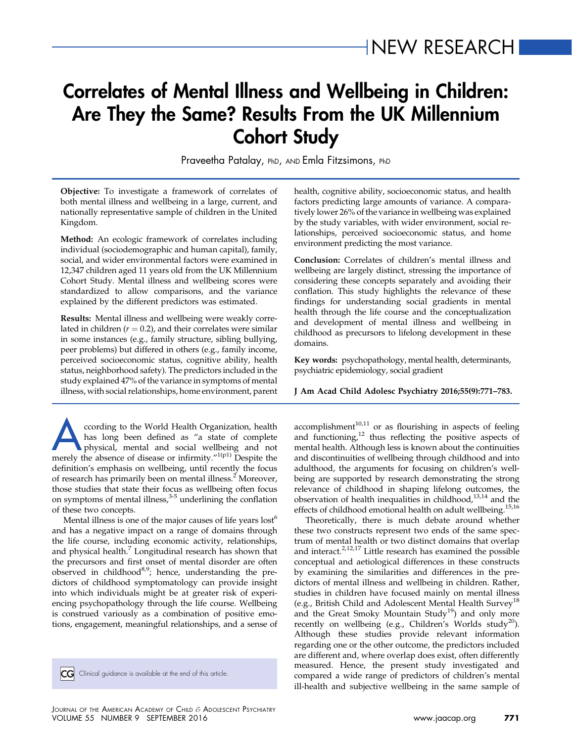NEW RESEARCH

# Correlates of Mental Illness and Wellbeing in Children: Are They the Same? Results From the UK Millennium Cohort Study

Praveetha Patalay, PhD, AND Emla Fitzsimons, PhD

**Objective:** To investigate a framework of correlates of both mental illness and wellbeing in a large, current, and nationally representative sample of children in the United Kingdom.

**Method:** An ecologic framework of correlates including individual (sociodemographic and human capital), family, social, and wider environmental factors were examined in 12,347 children aged 11 years old from the UK Millennium Cohort Study. Mental illness and wellbeing scores were standardized to allow comparisons, and the variance explained by the different predictors was estimated.

**Results:** Mental illness and wellbeing were weakly correlated in children ($r = 0.2$), and their correlates were similar in some instances (e.g., family structure, sibling bullying, peer problems) but differed in others (e.g., family income, perceived socioeconomic status, cognitive ability, health status, neighborhood safety). The predictors included in the study explained 47% of the variance in symptoms of mental illness, with social relationships, home environment, parent health, cognitive ability, socioeconomic status, and health factors predicting large amounts of variance. A comparatively lower 26% of the variance in wellbeing was explained by the study variables, with wider environment, social relationships, perceived socioeconomic status, and home environment predicting the most variance.

**Conclusion:** Correlates of children's mental illness and wellbeing are largely distinct, stressing the importance of considering these concepts separately and avoiding their conflation. This study highlights the relevance of these findings for understanding social gradients in mental health through the life course and the conceptualization and development of mental illness and wellbeing in childhood as precursors to lifelong development in these domains.

**Key words:** psychopathology, mental health, determinants, psychiatric epidemiology, social gradient

**J Am Acad Child Adolesc Psychiatry 2016;55(9):771–783.**

According to the World Health Organization, health has long been defined as "a state of complete physical, mental and social wellbeing and not merely the absence of disease or infirmity."[1(p1)] Despite the definition's emphasis on wellbeing, until recently the focus of research has primarily been on mental illness.[2] Moreover, those studies that state their focus as wellbeing often focus on symptoms of mental illness,[3-5] underlining the conflation of these two concepts.

Mental illness is one of the major causes of life years lost[6] and has a negative impact on a range of domains through the life course, including economic activity, relationships, and physical health.[7] Longitudinal research has shown that the precursors and first onset of mental disorder are often observed in childhood[8,9]; hence, understanding the predictors of childhood symptomatology can provide insight into which individuals might be at greater risk of experiencing psychopathology through the life course. Wellbeing is construed variously as a combination of positive emotions, engagement, meaningful relationships, and a sense of accomplishment[10,11] or as flourishing in aspects of feeling and functioning,[12] thus reflecting the positive aspects of mental health. Although less is known about the continuities and discontinuities of wellbeing through childhood and into adulthood, the arguments for focusing on children's wellbeing are supported by research demonstrating the strong relevance of childhood in shaping lifelong outcomes, the observation of health inequalities in childhood,[13,14] and the effects of childhood emotional health on adult wellbeing.[15,16]

Theoretically, there is much debate around whether these two constructs represent two ends of the same spectrum of mental health or two distinct domains that overlap and interact.[2,12,17] Little research has examined the possible conceptual and aetiological differences in these constructs by examining the similarities and differences in the predictors of mental illness and wellbeing in children. Rather, studies in children have focused mainly on mental illness (e.g., British Child and Adolescent Mental Health Survey[18] and the Great Smoky Mountain Study[19]) and only more recently on wellbeing (e.g., Children's Worlds study[20]). Although these studies provide relevant information regarding one or the other outcome, the predictors included are different and, where overlap does exist, often differently measured. Hence, the present study investigated and compared a wide range of predictors of children's mental ill-health and subjective wellbeing in the same sample of

CG Clinical guidance is available at the end of this article.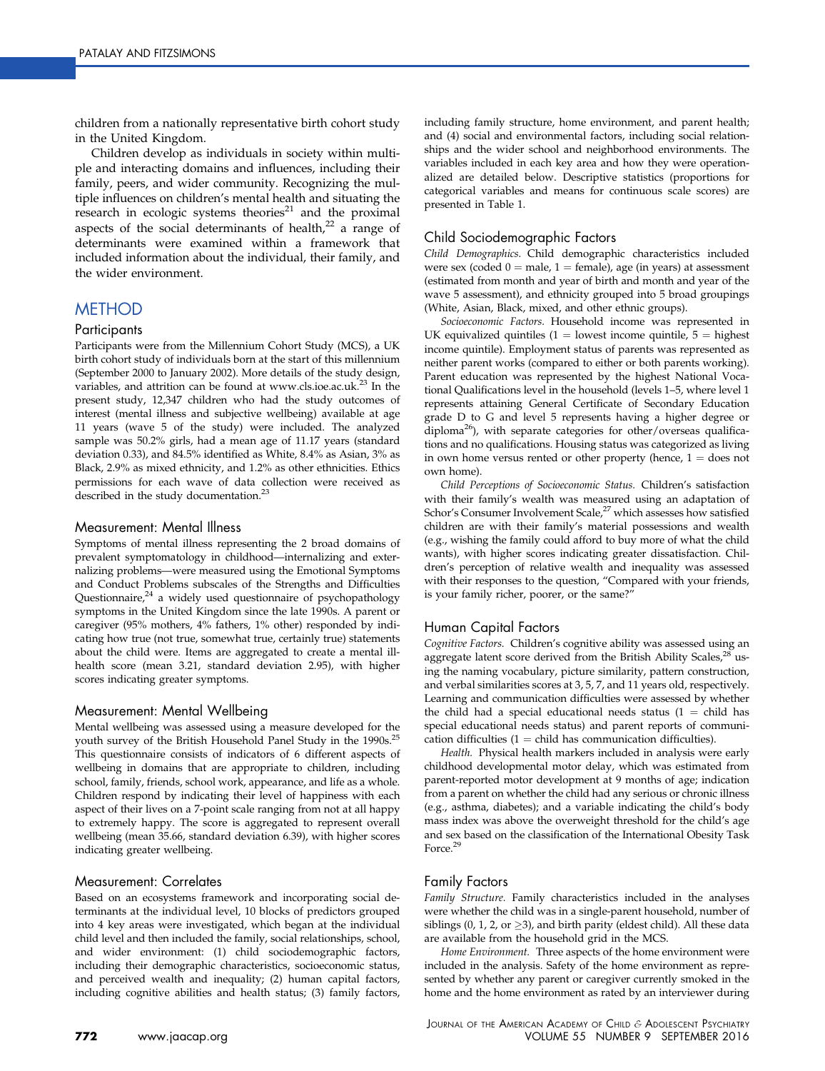children from a nationally representative birth cohort study in the United Kingdom.

Children develop as individuals in society within multiple and interacting domains and influences, including their family, peers, and wider community. Recognizing the multiple influences on children's mental health and situating the research in ecologic systems theories[21] and the proximal aspects of the social determinants of health,[22] a range of determinants were examined within a framework that included information about the individual, their family, and the wider environment.

## METHOD

### Participants

Participants were from the Millennium Cohort Study (MCS), a UK birth cohort study of individuals born at the start of this millennium (September 2000 to January 2002). More details of the study design, variables, and attrition can be found at www.cls.ioe.ac.uk.[23] In the present study, 12,347 children who had the study outcomes of interest (mental illness and subjective wellbeing) available at age 11 years (wave 5 of the study) were included. The analyzed sample was 50.2% girls, had a mean age of 11.17 years (standard deviation 0.33), and 84.5% identified as White, 8.4% as Asian, 3% as Black, 2.9% as mixed ethnicity, and 1.2% as other ethnicities. Ethics permissions for each wave of data collection were received as described in the study documentation.[23]

### Measurement: Mental Illness

Symptoms of mental illness representing the 2 broad domains of prevalent symptomatology in childhood—internalizing and externalizing problems—were measured using the Emotional Symptoms and Conduct Problems subscales of the Strengths and Difficulties Questionnaire,[24] a widely used questionnaire of psychopathology symptoms in the United Kingdom since the late 1990s. A parent or caregiver (95% mothers, 4% fathers, 1% other) responded by indicating how true (not true, somewhat true, certainly true) statements about the child were. Items are aggregated to create a mental ill-health score (mean 3.21, standard deviation 2.95), with higher scores indicating greater symptoms.

### Measurement: Mental Wellbeing

Mental wellbeing was assessed using a measure developed for the youth survey of the British Household Panel Study in the 1990s.[25] This questionnaire consists of indicators of 6 different aspects of wellbeing in domains that are appropriate to children, including school, family, friends, school work, appearance, and life as a whole. Children respond by indicating their level of happiness with each aspect of their lives on a 7-point scale ranging from not at all happy to extremely happy. The score is aggregated to represent overall wellbeing (mean 35.66, standard deviation 6.39), with higher scores indicating greater wellbeing.

### Measurement: Correlates

Based on an ecosystems framework and incorporating social determinants at the individual level, 10 blocks of predictors grouped into 4 key areas were investigated, which began at the individual child level and then included the family, social relationships, school, and wider environment: (1) child sociodemographic factors, including their demographic characteristics, socioeconomic status, and perceived wealth and inequality; (2) human capital factors, including cognitive abilities and health status; (3) family factors, including family structure, home environment, and parent health; and (4) social and environmental factors, including social relationships and the wider school and neighborhood environments. The variables included in each key area and how they were operationalized are detailed below. Descriptive statistics (proportions for categorical variables and means for continuous scale scores) are presented in Table 1.

### Child Sociodemographic Factors

*Child Demographics.* Child demographic characteristics included were sex (coded 0 = male, 1 = female), age (in years) at assessment (estimated from month and year of birth and month and year of the wave 5 assessment), and ethnicity grouped into 5 broad groupings (White, Asian, Black, mixed, and other ethnic groups).

*Socioeconomic Factors.* Household income was represented in UK equivalized quintiles (1 = lowest income quintile, 5 = highest income quintile). Employment status of parents was represented as neither parent works (compared to either or both parents working). Parent education was represented by the highest National Vocational Qualifications level in the household (levels 1–5, where level 1 represents attaining General Certificate of Secondary Education grade D to G and level 5 represents having a higher degree or diploma[26]), with separate categories for other/overseas qualifications and no qualifications. Housing status was categorized as living in own home versus rented or other property (hence, 1 = does not own home).

*Child Perceptions of Socioeconomic Status.* Children's satisfaction with their family's wealth was measured using an adaptation of Schor's Consumer Involvement Scale,[27] which assesses how satisfied children are with their family's material possessions and wealth (e.g., wishing the family could afford to buy more of what the child wants), with higher scores indicating greater dissatisfaction. Children's perception of relative wealth and inequality was assessed with their responses to the question, "Compared with your friends, is your family richer, poorer, or the same?"

### Human Capital Factors

*Cognitive Factors.* Children's cognitive ability was assessed using an aggregate latent score derived from the British Ability Scales,[28] using the naming vocabulary, picture similarity, pattern construction, and verbal similarities scores at 3, 5, 7, and 11 years old, respectively. Learning and communication difficulties were assessed by whether the child had a special educational needs status (1 = child has special educational needs status) and parent reports of communication difficulties (1 = child has communication difficulties).

*Health.* Physical health markers included in analysis were early childhood developmental motor delay, which was estimated from parent-reported motor development at 9 months of age; indication from a parent on whether the child had any serious or chronic illness (e.g., asthma, diabetes); and a variable indicating the child's body mass index was above the overweight threshold for the child's age and sex based on the classification of the International Obesity Task Force.[29]

### Family Factors

*Family Structure.* Family characteristics included in the analyses were whether the child was in a single-parent household, number of siblings (0, 1, 2, or ≥3), and birth parity (eldest child). All these data are available from the household grid in the MCS.

*Home Environment.* Three aspects of the home environment were included in the analysis. Safety of the home environment as represented by whether any parent or caregiver currently smoked in the home and the home environment as rated by an interviewer during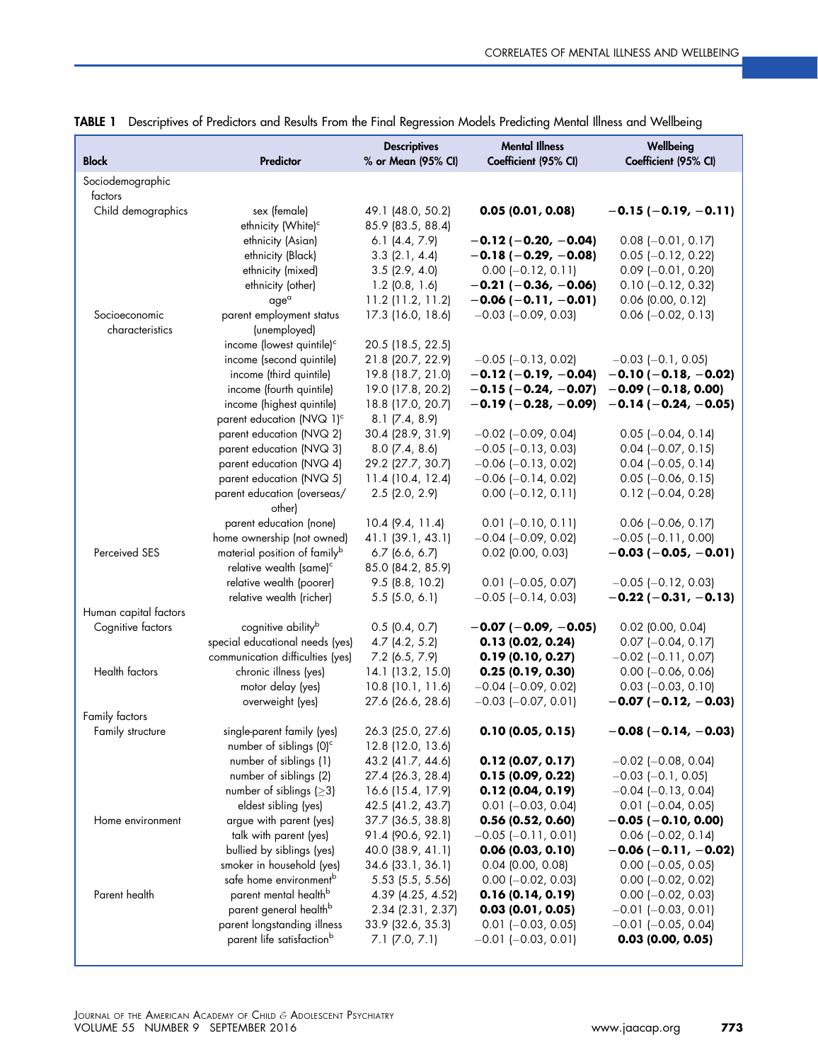**TABLE 1** Descriptives of Predictors and Results From the Final Regression Models Predicting Mental Illness and Wellbeing

| Block | Predictor | Descriptives % or Mean (95% CI) | Mental Illness Coefficient (95% CI) | Wellbeing Coefficient (95% CI) |
|---|---|---|---|---|
| Sociodemographic factors | | | | |
| Child demographics | sex (female) | 49.1 (48.0, 50.2) | **0.05 (0.01, 0.08)** | **−0.15 (−0.19, −0.11)** |
| | ethnicity (White)[c] | 85.9 (83.5, 88.4) | | |
| | ethnicity (Asian) | 6.1 (4.4, 7.9) | **−0.12 (−0.20, −0.04)** | 0.08 (−0.01, 0.17) |
| | ethnicity (Black) | 3.3 (2.1, 4.4) | **−0.18 (−0.29, −0.08)** | 0.05 (−0.12, 0.22) |
| | ethnicity (mixed) | 3.5 (2.9, 4.0) | 0.00 (−0.12, 0.11) | 0.09 (−0.01, 0.20) |
| | ethnicity (other) | 1.2 (0.8, 1.6) | **−0.21 (−0.36, −0.06)** | 0.10 (−0.12, 0.32) |
| | age[a] | 11.2 (11.2, 11.2) | **−0.06 (−0.11, −0.01)** | 0.06 (0.00, 0.12) |
| Socioeconomic characteristics | parent employment status (unemployed) | 17.3 (16.0, 18.6) | −0.03 (−0.09, 0.03) | 0.06 (−0.02, 0.13) |
| | income (lowest quintile)[c] | 20.5 (18.5, 22.5) | | |
| | income (second quintile) | 21.8 (20.7, 22.9) | −0.05 (−0.13, 0.02) | −0.03 (−0.1, 0.05) |
| | income (third quintile) | 19.8 (18.7, 21.0) | **−0.12 (−0.19, −0.04)** | **−0.10 (−0.18, −0.02)** |
| | income (fourth quintile) | 19.0 (17.8, 20.2) | **−0.15 (−0.24, −0.07)** | **−0.09 (−0.18, 0.00)** |
| | income (highest quintile) | 18.8 (17.0, 20.7) | **−0.19 (−0.28, −0.09)** | **−0.14 (−0.24, −0.05)** |
| | parent education (NVQ 1)[c] | 8.1 (7.4, 8.9) | | |
| | parent education (NVQ 2) | 30.4 (28.9, 31.9) | −0.02 (−0.09, 0.04) | 0.05 (−0.04, 0.14) |
| | parent education (NVQ 3) | 8.0 (7.4, 8.6) | −0.05 (−0.13, 0.03) | 0.04 (−0.07, 0.15) |
| | parent education (NVQ 4) | 29.2 (27.7, 30.7) | −0.06 (−0.13, 0.02) | 0.04 (−0.05, 0.14) |
| | parent education (NVQ 5) | 11.4 (10.4, 12.4) | −0.06 (−0.14, 0.02) | 0.05 (−0.06, 0.15) |
| | parent education (overseas/other) | 2.5 (2.0, 2.9) | 0.00 (−0.12, 0.11) | 0.12 (−0.04, 0.28) |
| | parent education (none) | 10.4 (9.4, 11.4) | 0.01 (−0.10, 0.11) | 0.06 (−0.06, 0.17) |
| | home ownership (not owned) | 41.1 (39.1, 43.1) | −0.04 (−0.09, 0.02) | −0.05 (−0.11, 0.00) |
| Perceived SES | material position of family[b] | 6.7 (6.6, 6.7) | 0.02 (0.00, 0.03) | **−0.03 (−0.05, −0.01)** |
| | relative wealth (same)[c] | 85.0 (84.2, 85.9) | | |
| | relative wealth (poorer) | 9.5 (8.8, 10.2) | 0.01 (−0.05, 0.07) | −0.05 (−0.12, 0.03) |
| | relative wealth (richer) | 5.5 (5.0, 6.1) | −0.05 (−0.14, 0.03) | **−0.22 (−0.31, −0.13)** |
| Human capital factors | | | | |
| Cognitive factors | cognitive ability[b] | 0.5 (0.4, 0.7) | **−0.07 (−0.09, −0.05)** | 0.02 (0.00, 0.04) |
| | special educational needs (yes) | 4.7 (4.2, 5.2) | **0.13 (0.02, 0.24)** | 0.07 (−0.04, 0.17) |
| | communication difficulties (yes) | 7.2 (6.5, 7.9) | **0.19 (0.10, 0.27)** | −0.02 (−0.11, 0.07) |
| Health factors | chronic illness (yes) | 14.1 (13.2, 15.0) | **0.25 (0.19, 0.30)** | 0.00 (−0.06, 0.06) |
| | motor delay (yes) | 10.8 (10.1, 11.6) | −0.04 (−0.09, 0.02) | 0.03 (−0.03, 0.10) |
| | overweight (yes) | 27.6 (26.6, 28.6) | −0.03 (−0.07, 0.01) | **−0.07 (−0.12, −0.03)** |
| Family factors | | | | |
| Family structure | single-parent family (yes) | 26.3 (25.0, 27.6) | **0.10 (0.05, 0.15)** | **−0.08 (−0.14, −0.03)** |
| | number of siblings (0)[c] | 12.8 (12.0, 13.6) | | |
| | number of siblings (1) | 43.2 (41.7, 44.6) | **0.12 (0.07, 0.17)** | −0.02 (−0.08, 0.04) |
| | number of siblings (2) | 27.4 (26.3, 28.4) | **0.15 (0.09, 0.22)** | −0.03 (−0.1, 0.05) |
| | number of siblings (≥3) | 16.6 (15.4, 17.9) | **0.12 (0.04, 0.19)** | −0.04 (−0.13, 0.04) |
| | eldest sibling (yes) | 42.5 (41.2, 43.7) | 0.01 (−0.03, 0.04) | 0.01 (−0.04, 0.05) |
| Home environment | argue with parent (yes) | 37.7 (36.5, 38.8) | **0.56 (0.52, 0.60)** | **−0.05 (−0.10, 0.00)** |
| | talk with parent (yes) | 91.4 (90.6, 92.1) | −0.05 (−0.11, 0.01) | 0.06 (−0.02, 0.14) |
| | bullied by siblings (yes) | 40.0 (38.9, 41.1) | **0.06 (0.03, 0.10)** | **−0.06 (−0.11, −0.02)** |
| | smoker in household (yes) | 34.6 (33.1, 36.1) | 0.04 (0.00, 0.08) | 0.00 (−0.05, 0.05) |
| | safe home environment[b] | 5.53 (5.5, 5.56) | 0.00 (−0.02, 0.03) | 0.00 (−0.02, 0.02) |
| Parent health | parent mental health[b] | 4.39 (4.25, 4.52) | **0.16 (0.14, 0.19)** | 0.00 (−0.02, 0.03) |
| | parent general health[b] | 2.34 (2.31, 2.37) | **0.03 (0.01, 0.05)** | −0.01 (−0.03, 0.01) |
| | parent longstanding illness | 33.9 (32.6, 35.3) | 0.01 (−0.03, 0.05) | −0.01 (−0.05, 0.04) |
| | parent life satisfaction[b] | 7.1 (7.0, 7.1) | −0.01 (−0.03, 0.01) | **0.03 (0.00, 0.05)** |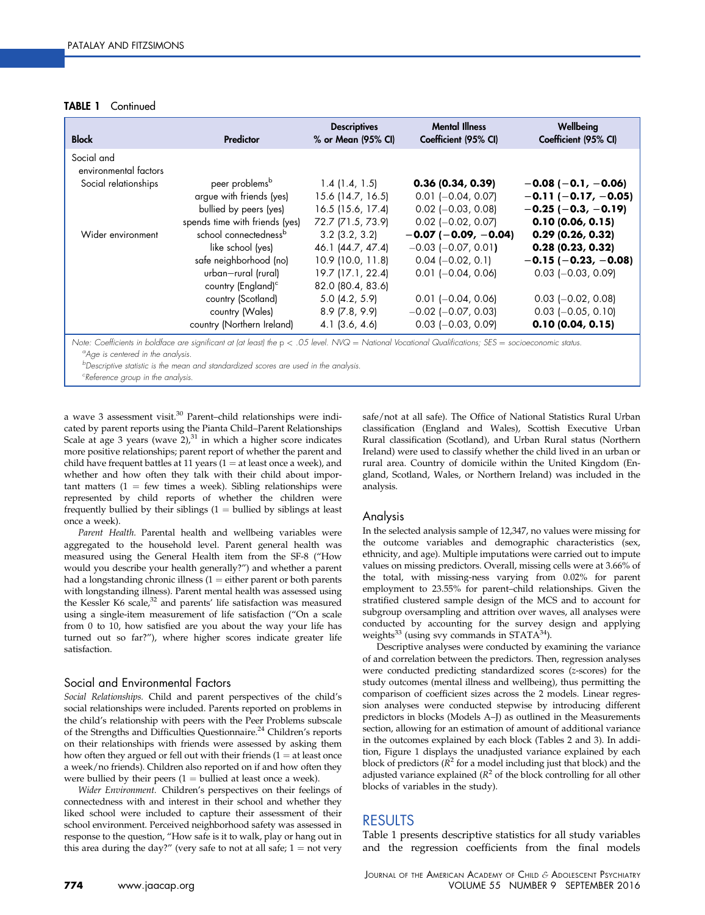**TABLE 1** Continued

| Block | Predictor | Descriptives % or Mean (95% CI) | Mental Illness Coefficient (95% CI) | Wellbeing Coefficient (95% CI) |
|---|---|---|---|---|
| Social and environmental factors | | | | |
| Social relationships | peer problems[b] | 1.4 (1.4, 1.5) | **0.36 (0.34, 0.39)** | **−0.08 (−0.1, −0.06)** |
| | argue with friends (yes) | 15.6 (14.7, 16.5) | 0.01 (−0.04, 0.07) | **−0.11 (−0.17, −0.05)** |
| | bullied by peers (yes) | 16.5 (15.6, 17.4) | 0.02 (−0.03, 0.08) | **−0.25 (−0.3, −0.19)** |
| | spends time with friends (yes) | 72.7 (71.5, 73.9) | 0.02 (−0.02, 0.07) | **0.10 (0.06, 0.15)** |
| Wider environment | school connectedness[b] | 3.2 (3.2, 3.2) | **−0.07 (−0.09, −0.04)** | **0.29 (0.26, 0.32)** |
| | like school (yes) | 46.1 (44.7, 47.4) | −0.03 (−0.07, 0.01) | **0.28 (0.23, 0.32)** |
| | safe neighborhood (no) | 10.9 (10.0, 11.8) | 0.04 (−0.02, 0.1) | **−0.15 (−0.23, −0.08)** |
| | urban–rural (rural) | 19.7 (17.1, 22.4) | 0.01 (−0.04, 0.06) | 0.03 (−0.03, 0.09) |
| | country (England)[c] | 82.0 (80.4, 83.6) | | |
| | country (Scotland) | 5.0 (4.2, 5.9) | 0.01 (−0.04, 0.06) | 0.03 (−0.02, 0.08) |
| | country (Wales) | 8.9 (7.8, 9.9) | −0.02 (−0.07, 0.03) | 0.03 (−0.05, 0.10) |
| | country (Northern Ireland) | 4.1 (3.6, 4.6) | 0.03 (−0.03, 0.09) | **0.10 (0.04, 0.15)** |

*Note: Coefficients in boldface are significant at (at least) the $p < .05$ level. NVQ = National Vocational Qualifications; SES = socioeconomic status.*
[a]*Age is centered in the analysis.*
[b]*Descriptive statistic is the mean and standardized scores are used in the analysis.*
[c]*Reference group in the analysis.*

a wave 3 assessment visit.[30] Parent–child relationships were indicated by parent reports using the Pianta Child–Parent Relationships Scale at age 3 years (wave 2),[31] in which a higher score indicates more positive relationships; parent report of whether the parent and child have frequent battles at 11 years (1 = at least once a week), and whether and how often they talk with their child about important matters (1 = few times a week). Sibling relationships were represented by child reports of whether the children were frequently bullied by their siblings (1 = bullied by siblings at least once a week).

*Parent Health.* Parental health and wellbeing variables were aggregated to the household level. Parent general health was measured using the General Health item from the SF-8 ("How would you describe your health generally?") and whether a parent had a longstanding chronic illness (1 = either parent or both parents with longstanding illness). Parent mental health was assessed using the Kessler K6 scale,[32] and parents' life satisfaction was measured using a single-item measurement of life satisfaction ("On a scale from 0 to 10, how satisfied are you about the way your life has turned out so far?"), where higher scores indicate greater life satisfaction.

### Social and Environmental Factors

*Social Relationships.* Child and parent perspectives of the child's social relationships were included. Parents reported on problems in the child's relationship with peers with the Peer Problems subscale of the Strengths and Difficulties Questionnaire.[24] Children's reports on their relationships with friends were assessed by asking them how often they argued or fell out with their friends (1 = at least once a week/no friends). Children also reported on if and how often they were bullied by their peers (1 = bullied at least once a week).

*Wider Environment.* Children's perspectives on their feelings of connectedness with and interest in their school and whether they liked school were included to capture their assessment of their school environment. Perceived neighborhood safety was assessed in response to the question, "How safe is it to walk, play or hang out in this area during the day?" (very safe to not at all safe; 1 = not very safe/not at all safe). The Office of National Statistics Rural Urban classification (England and Wales), Scottish Executive Urban Rural classification (Scotland), and Urban Rural status (Northern Ireland) were used to classify whether the child lived in an urban or rural area. Country of domicile within the United Kingdom (England, Scotland, Wales, or Northern Ireland) was included in the analysis.

### Analysis

In the selected analysis sample of 12,347, no values were missing for the outcome variables and demographic characteristics (sex, ethnicity, and age). Multiple imputations were carried out to impute values on missing predictors. Overall, missing cells were at 3.66% of the total, with missing-ness varying from 0.02% for parent employment to 23.55% for parent–child relationships. Given the stratified clustered sample design of the MCS and to account for subgroup oversampling and attrition over waves, all analyses were conducted by accounting for the survey design and applying weights[33] (using svy commands in STATA[34]).

Descriptive analyses were conducted by examining the variance of and correlation between the predictors. Then, regression analyses were conducted predicting standardized scores (z-scores) for the study outcomes (mental illness and wellbeing), thus permitting the comparison of coefficient sizes across the 2 models. Linear regression analyses were conducted stepwise by introducing different predictors in blocks (Models A–J) as outlined in the Measurements section, allowing for an estimation of amount of additional variance in the outcomes explained by each block (Tables 2 and 3). In addition, Figure 1 displays the unadjusted variance explained by each block of predictors ($R^2$ for a model including just that block) and the adjusted variance explained ($R^2$ of the block controlling for all other blocks of variables in the study).

## RESULTS

Table 1 presents descriptive statistics for all study variables and the regression coefficients from the final models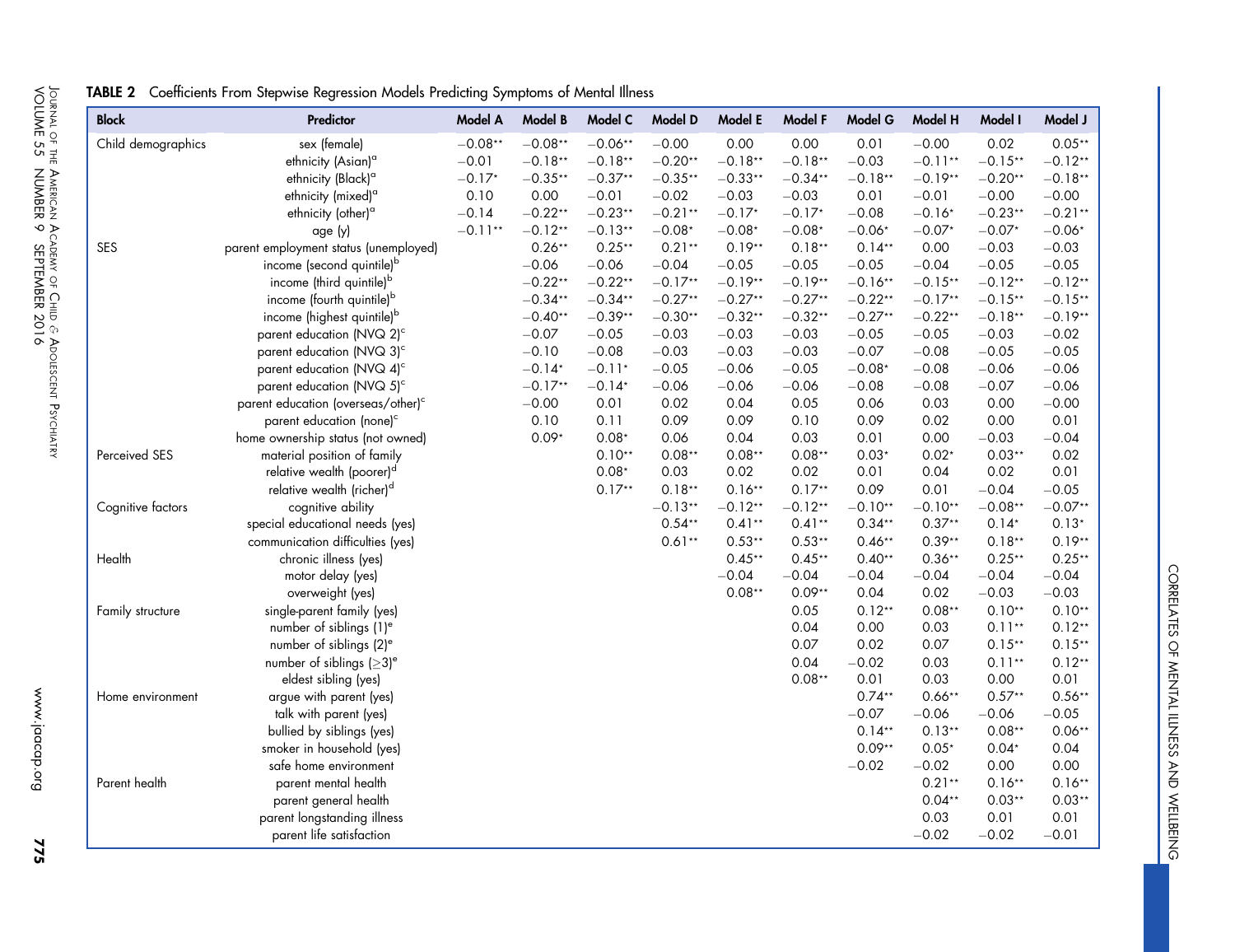**TABLE 2** Coefficients From Stepwise Regression Models Predicting Symptoms of Mental Illness

| Block | Predictor | Model A | Model B | Model C | Model D | Model E | Model F | Model G | Model H | Model I | Model J |
|---|---|---|---|---|---|---|---|---|---|---|---|
| Child demographics | sex (female) | −0.08** | −0.08** | −0.06** | −0.00 | 0.00 | 0.00 | 0.01 | −0.00 | 0.02 | 0.05** |
| | ethnicity (Asian)[a] | −0.01 | −0.18** | −0.18** | −0.20** | −0.18** | −0.18** | −0.03 | −0.11** | −0.15** | −0.12** |
| | ethnicity (Black)[a] | −0.17* | −0.35** | −0.37** | −0.35** | −0.33** | −0.34** | −0.18** | −0.19** | −0.20** | −0.18** |
| | ethnicity (mixed)[a] | 0.10 | 0.00 | −0.01 | −0.02 | −0.03 | −0.03 | 0.01 | −0.01 | −0.00 | −0.00 |
| | ethnicity (other)[a] | −0.14 | −0.22** | −0.23** | −0.21** | −0.17* | −0.17* | −0.08 | −0.16* | −0.23** | −0.21** |
| | age (y) | −0.11** | −0.12** | −0.13** | −0.08* | −0.08* | −0.08* | −0.06* | −0.07* | −0.07* | −0.06* |
| SES | parent employment status (unemployed) | | 0.26** | 0.25** | 0.21** | 0.19** | 0.18** | 0.14** | 0.00 | −0.03 | −0.03 |
| | income (second quintile)[b] | | −0.06 | −0.06 | −0.04 | −0.05 | −0.05 | −0.05 | −0.04 | −0.05 | −0.05 |
| | income (third quintile)[b] | | −0.22** | −0.22** | −0.17** | −0.19** | −0.19** | −0.16** | −0.15** | −0.12** | −0.12** |
| | income (fourth quintile)[b] | | −0.34** | −0.34** | −0.27** | −0.27** | −0.27** | −0.22** | −0.17** | −0.15** | −0.15** |
| | income (highest quintile)[b] | | −0.40** | −0.39** | −0.30** | −0.32** | −0.32** | −0.27** | −0.22** | −0.18** | −0.19** |
| | parent education (NVQ 2)[c] | | −0.07 | −0.05 | −0.03 | −0.03 | −0.03 | −0.05 | −0.05 | −0.03 | −0.02 |
| | parent education (NVQ 3)[c] | | −0.10 | −0.08 | −0.03 | −0.03 | −0.03 | −0.07 | −0.08 | −0.05 | −0.05 |
| | parent education (NVQ 4)[c] | | −0.14* | −0.11* | −0.05 | −0.06 | −0.05 | −0.08* | −0.08 | −0.06 | −0.06 |
| | parent education (NVQ 5)[c] | | −0.17** | −0.14* | −0.06 | −0.06 | −0.06 | −0.08 | −0.08 | −0.07 | −0.06 |
| | parent education (overseas/other)[c] | | −0.00 | 0.01 | 0.02 | 0.04 | 0.05 | 0.06 | 0.03 | 0.00 | −0.00 |
| | parent education (none)[c] | | 0.10 | 0.11 | 0.09 | 0.09 | 0.10 | 0.09 | 0.02 | 0.00 | 0.01 |
| | home ownership status (not owned) | | 0.09* | 0.08* | 0.06 | 0.04 | 0.03 | 0.01 | 0.00 | −0.03 | −0.04 |
| Perceived SES | material position of family | | | 0.10** | 0.08** | 0.08** | 0.08** | 0.03* | 0.02* | 0.03** | 0.02 |
| | relative wealth (poorer)[d] | | | 0.08* | 0.03 | 0.02 | 0.02 | 0.01 | 0.04 | 0.02 | 0.01 |
| | relative wealth (richer)[d] | | | 0.17** | 0.18** | 0.16** | 0.17** | 0.09 | 0.01 | −0.04 | −0.05 |
| Cognitive factors | cognitive ability | | | | −0.13** | −0.12** | −0.12** | −0.10** | −0.10** | −0.08** | −0.07** |
| | special educational needs (yes) | | | | 0.54** | 0.41** | 0.41** | 0.34** | 0.37** | 0.14* | 0.13* |
| | communication difficulties (yes) | | | | 0.61** | 0.53** | 0.53** | 0.46** | 0.39** | 0.18** | 0.19** |
| Health | chronic illness (yes) | | | | | 0.45** | 0.45** | 0.40** | 0.36** | 0.25** | 0.25** |
| | motor delay (yes) | | | | | −0.04 | −0.04 | −0.04 | −0.04 | −0.04 | −0.04 |
| | overweight (yes) | | | | | 0.08** | 0.09** | 0.04 | 0.02 | −0.03 | −0.03 |
| Family structure | single-parent family (yes) | | | | | | 0.05 | 0.12** | 0.08** | 0.10** | 0.10** |
| | number of siblings (1)[e] | | | | | | 0.04 | 0.00 | 0.03 | 0.11** | 0.12** |
| | number of siblings (2)[e] | | | | | | 0.07 | 0.02 | 0.07 | 0.15** | 0.15** |
| | number of siblings (≥3)[e] | | | | | | 0.04 | −0.02 | 0.03 | 0.11** | 0.12** |
| | eldest sibling (yes) | | | | | | 0.08** | 0.01 | 0.03 | 0.00 | 0.01 |
| Home environment | argue with parent (yes) | | | | | | | 0.74** | 0.66** | 0.57** | 0.56** |
| | talk with parent (yes) | | | | | | | −0.07 | −0.06 | −0.06 | −0.05 |
| | bullied by siblings (yes) | | | | | | | 0.14** | 0.13** | 0.08** | 0.06** |
| | smoker in household (yes) | | | | | | | 0.09** | 0.05* | 0.04* | 0.04 |
| | safe home environment | | | | | | | −0.02 | −0.02 | 0.00 | 0.00 |
| Parent health | parent mental health | | | | | | | | 0.21** | 0.16** | 0.16** |
| | parent general health | | | | | | | | 0.04** | 0.03** | 0.03** |
| | parent longstanding illness | | | | | | | | 0.03 | 0.01 | 0.01 |
| | parent life satisfaction | | | | | | | | −0.02 | −0.02 | −0.01 |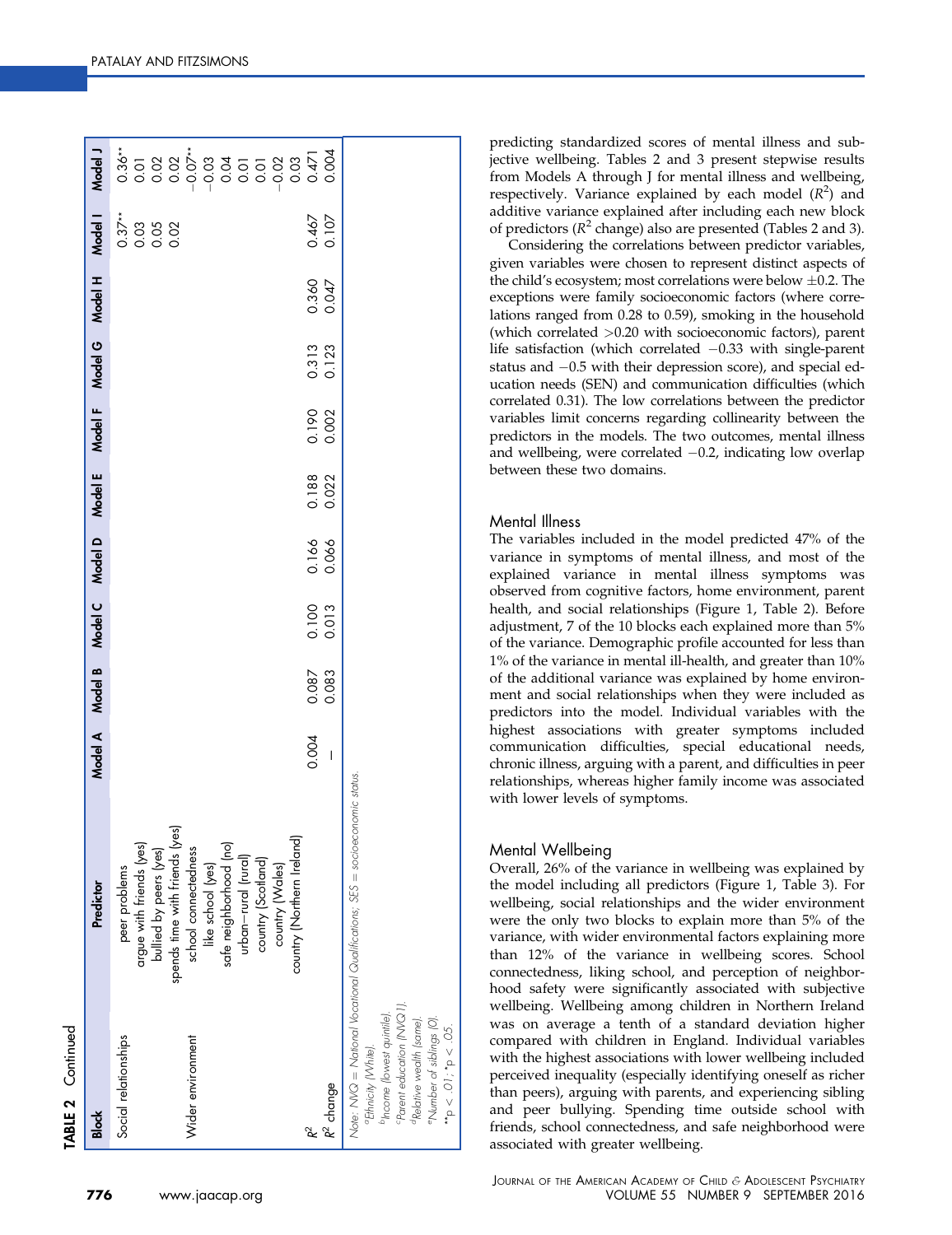**TABLE 2** Continued

| Block | Predictor | Model A | Model B | Model C | Model D | Model E | Model F | Model G | Model H | Model I | Model J |
|---|---|---|---|---|---|---|---|---|---|---|---|
| Social relationships | peer problems | | | | | | | | | 0.37** | 0.36** |
| | argue with friends (yes) | | | | | | | | | 0.03 | 0.01 |
| | bullied by peers (yes) | | | | | | | | | 0.05 | 0.02 |
| | spends time with friends (yes) | | | | | | | | | 0.02 | 0.02 |
| Wider environment | school connectedness | | | | | | | | | | −0.07** |
| | like school (yes) | | | | | | | | | | −0.03 |
| | safe neighborhood (no) | | | | | | | | | | 0.04 |
| | urban–rural (rural) | | | | | | | | | | 0.01 |
| | country (Scotland) | | | | | | | | | | 0.01 |
| | country (Wales) | | | | | | | | | | −0.02 |
| | country (Northern Ireland) | | | | | | | | | | 0.03 |
| $R^2$ | | 0.004 | 0.087 | 0.100 | 0.166 | 0.188 | 0.190 | 0.313 | 0.360 | 0.467 | 0.471 |
| $R^2$ change | | – | 0.083 | 0.013 | 0.066 | 0.022 | 0.002 | 0.123 | 0.047 | 0.107 | 0.004 |

Note: NVQ = National Vocational Qualifications; SES = socioeconomic status.
[a]Ethnicity (White).
[b]Income (lowest quintile).
[c]Parent education (NVQ 1).
[d]Relative wealth (same).
[e]Number of siblings (0).
**$p < .01$; *$p < .05$.

predicting standardized scores of mental illness and subjective wellbeing. Tables 2 and 3 present stepwise results from Models A through J for mental illness and wellbeing, respectively. Variance explained by each model ($R^2$) and additive variance explained after including each new block of predictors ($R^2$ change) also are presented (Tables 2 and 3).

Considering the correlations between predictor variables, given variables were chosen to represent distinct aspects of the child's ecosystem; most correlations were below ±0.2. The exceptions were family socioeconomic factors (where correlations ranged from 0.28 to 0.59), smoking in the household (which correlated >0.20 with socioeconomic factors), parent life satisfaction (which correlated −0.33 with single-parent status and −0.5 with their depression score), and special education needs (SEN) and communication difficulties (which correlated 0.31). The low correlations between the predictor variables limit concerns regarding collinearity between the predictors in the models. The two outcomes, mental illness and wellbeing, were correlated −0.2, indicating low overlap between these two domains.

## Mental Illness

The variables included in the model predicted 47% of the variance in symptoms of mental illness, and most of the explained variance in mental illness symptoms was observed from cognitive factors, home environment, parent health, and social relationships (Figure 1, Table 2). Before adjustment, 7 of the 10 blocks each explained more than 5% of the variance. Demographic profile accounted for less than 1% of the variance in mental ill-health, and greater than 10% of the additional variance was explained by home environment and social relationships when they were included as predictors into the model. Individual variables with the highest associations with greater symptoms included communication difficulties, special educational needs, chronic illness, arguing with a parent, and difficulties in peer relationships, whereas higher family income was associated with lower levels of symptoms.

## Mental Wellbeing

Overall, 26% of the variance in wellbeing was explained by the model including all predictors (Figure 1, Table 3). For wellbeing, social relationships and the wider environment were the only two blocks to explain more than 5% of the variance, with wider environmental factors explaining more than 12% of the variance in wellbeing scores. School connectedness, liking school, and perception of neighborhood safety were significantly associated with subjective wellbeing. Wellbeing among children in Northern Ireland was on average a tenth of a standard deviation higher compared with children in England. Individual variables with the highest associations with lower wellbeing included perceived inequality (especially identifying oneself as richer than peers), arguing with parents, and experiencing sibling and peer bullying. Spending time outside school with friends, school connectedness, and safe neighborhood were associated with greater wellbeing.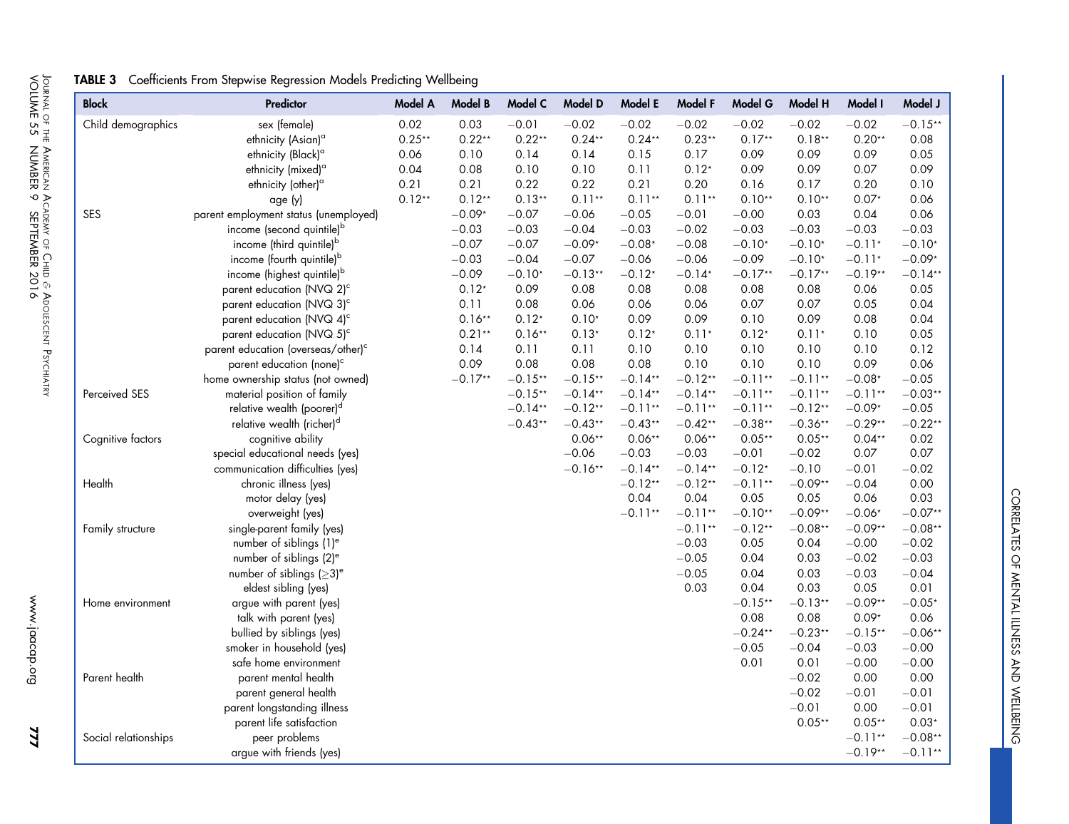**TABLE 3** Coefficients From Stepwise Regression Models Predicting Wellbeing

| Block | Predictor | Model A | Model B | Model C | Model D | Model E | Model F | Model G | Model H | Model I | Model J |
|---|---|---|---|---|---|---|---|---|---|---|---|
| Child demographics | sex (female) | 0.02 | 0.03 | −0.01 | −0.02 | −0.02 | −0.02 | −0.02 | −0.02 | −0.02 | −0.15** |
| | ethnicity (Asian)[a] | 0.25** | 0.22** | 0.22** | 0.24** | 0.24** | 0.23** | 0.17** | 0.18** | 0.20** | 0.08 |
| | ethnicity (Black)[a] | 0.06 | 0.10 | 0.14 | 0.14 | 0.15 | 0.17 | 0.09 | 0.09 | 0.09 | 0.05 |
| | ethnicity (mixed)[a] | 0.04 | 0.08 | 0.10 | 0.10 | 0.11 | 0.12* | 0.09 | 0.09 | 0.07 | 0.09 |
| | ethnicity (other)[a] | 0.21 | 0.21 | 0.22 | 0.22 | 0.21 | 0.20 | 0.16 | 0.17 | 0.20 | 0.10 |
| | age (y) | 0.12** | 0.12** | 0.13** | 0.11** | 0.11** | 0.11** | 0.10** | 0.10** | 0.07* | 0.06 |
| SES | parent employment status (unemployed) | | −0.09* | −0.07 | −0.06 | −0.05 | −0.01 | −0.00 | 0.03 | 0.04 | 0.06 |
| | income (second quintile)[b] | | −0.03 | −0.03 | −0.04 | −0.03 | −0.02 | −0.03 | −0.03 | −0.03 | −0.03 |
| | income (third quintile)[b] | | −0.07 | −0.07 | −0.09* | −0.08* | −0.08 | −0.10* | −0.10* | −0.11* | −0.10* |
| | income (fourth quintile)[b] | | −0.03 | −0.04 | −0.07 | −0.06 | −0.06 | −0.09 | −0.10* | −0.11* | −0.09* |
| | income (highest quintile)[b] | | −0.09 | −0.10* | −0.13** | −0.12* | −0.14* | −0.17** | −0.17** | −0.19** | −0.14** |
| | parent education (NVQ 2)[c] | | 0.12* | 0.09 | 0.08 | 0.08 | 0.08 | 0.08 | 0.08 | 0.06 | 0.05 |
| | parent education (NVQ 3)[c] | | 0.11 | 0.08 | 0.06 | 0.06 | 0.06 | 0.07 | 0.07 | 0.05 | 0.04 |
| | parent education (NVQ 4)[c] | | 0.16** | 0.12* | 0.10* | 0.09 | 0.09 | 0.10 | 0.09 | 0.08 | 0.04 |
| | parent education (NVQ 5)[c] | | 0.21** | 0.16** | 0.13* | 0.12* | 0.11* | 0.12* | 0.11* | 0.10 | 0.05 |
| | parent education (overseas/other)[c] | | 0.14 | 0.11 | 0.11 | 0.10 | 0.10 | 0.10 | 0.10 | 0.10 | 0.12 |
| | parent education (none)[c] | | 0.09 | 0.08 | 0.08 | 0.08 | 0.10 | 0.10 | 0.10 | 0.09 | 0.06 |
| | home ownership status (not owned) | | −0.17** | −0.15** | −0.15** | −0.14** | −0.12** | −0.11** | −0.11** | −0.08* | −0.05 |
| Perceived SES | material position of family | | | −0.15** | −0.14** | −0.14** | −0.14** | −0.11** | −0.11** | −0.11** | −0.03** |
| | relative wealth (poorer)[d] | | | −0.14** | −0.12** | −0.11** | −0.11** | −0.11** | −0.12** | −0.09* | −0.05 |
| | relative wealth (richer)[d] | | | −0.43** | −0.43** | −0.43** | −0.42** | −0.38** | −0.36** | −0.29** | −0.22** |
| Cognitive factors | cognitive ability | | | | 0.06** | 0.06** | 0.06** | 0.05** | 0.05** | 0.04** | 0.02 |
| | special educational needs (yes) | | | | −0.06 | −0.03 | −0.03 | −0.01 | −0.02 | 0.07 | 0.07 |
| | communication difficulties (yes) | | | | −0.16** | −0.14** | −0.14** | −0.12* | −0.10 | −0.01 | −0.02 |
| Health | chronic illness (yes) | | | | | −0.12** | −0.12** | −0.11** | −0.09** | −0.04 | 0.00 |
| | motor delay (yes) | | | | | 0.04 | 0.04 | 0.05 | 0.05 | 0.06 | 0.03 |
| | overweight (yes) | | | | | −0.11** | −0.11** | −0.10** | −0.09** | −0.06* | −0.07** |
| Family structure | single-parent family (yes) | | | | | | −0.11** | −0.12** | −0.08** | −0.09** | −0.08** |
| | number of siblings (1)[e] | | | | | | −0.03 | 0.05 | 0.04 | −0.00 | −0.02 |
| | number of siblings (2)[e] | | | | | | −0.05 | 0.04 | 0.03 | −0.02 | −0.03 |
| | number of siblings (≥3)[e] | | | | | | −0.05 | 0.04 | 0.03 | −0.03 | −0.04 |
| | eldest sibling (yes) | | | | | | 0.03 | 0.04 | 0.03 | 0.05 | 0.01 |
| Home environment | argue with parent (yes) | | | | | | | −0.15** | −0.13** | −0.09** | −0.05* |
| | talk with parent (yes) | | | | | | | 0.08 | 0.08 | 0.09* | 0.06 |
| | bullied by siblings (yes) | | | | | | | −0.24** | −0.23** | −0.15** | −0.06** |
| | smoker in household (yes) | | | | | | | −0.05 | −0.04 | −0.03 | −0.00 |
| | safe home environment | | | | | | | 0.01 | 0.01 | −0.00 | −0.00 |
| Parent health | parent mental health | | | | | | | | −0.02 | 0.00 | 0.00 |
| | parent general health | | | | | | | | −0.02 | −0.01 | −0.01 |
| | parent longstanding illness | | | | | | | | −0.01 | 0.00 | −0.01 |
| | parent life satisfaction | | | | | | | | 0.05** | 0.05** | 0.03* |
| Social relationships | peer problems | | | | | | | | | −0.11** | −0.08** |
| | argue with friends (yes) | | | | | | | | | −0.19** | −0.11** |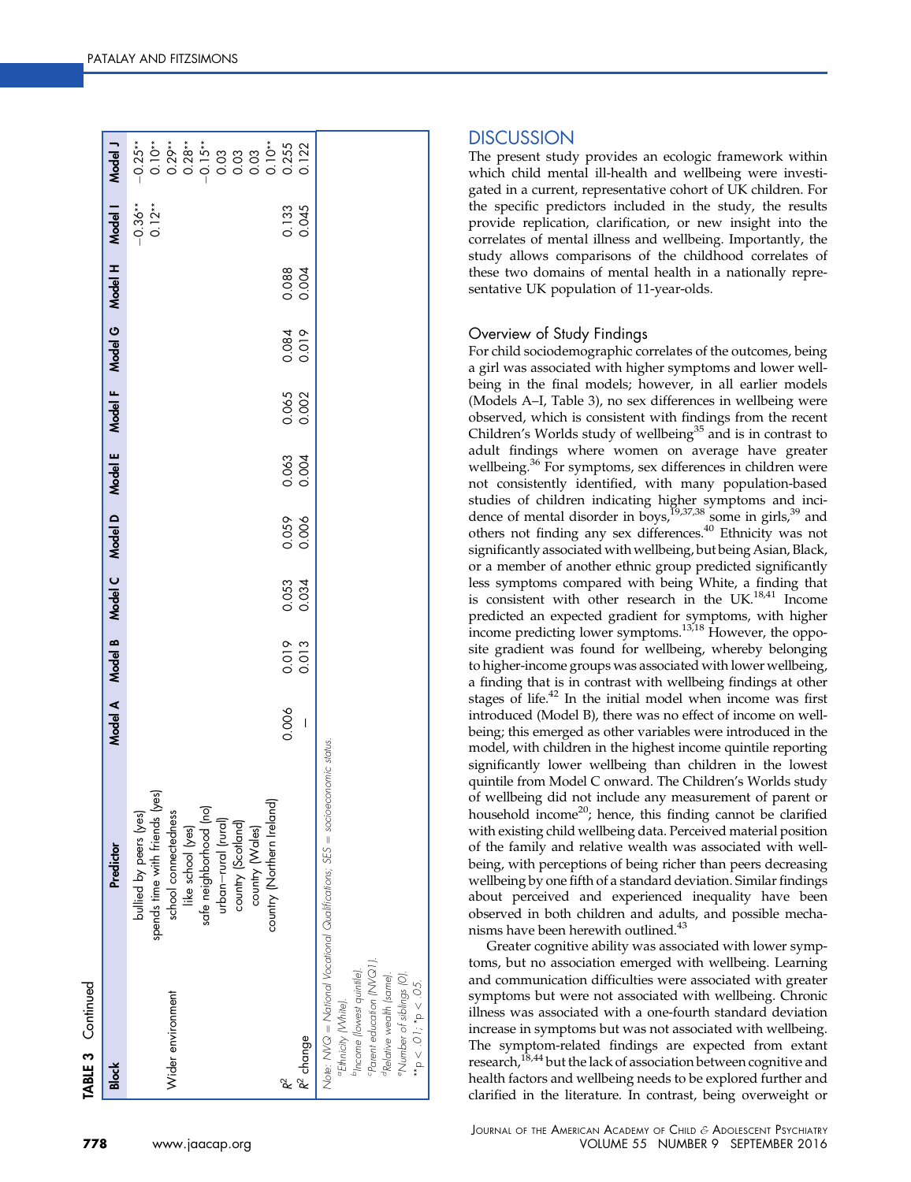**TABLE 3** Continued

| Block | Predictor | Model A | Model B | Model C | Model D | Model E | Model F | Model G | Model H | Model I | Model J |
|---|---|---|---|---|---|---|---|---|---|---|---|
| | bullied by peers (yes) | | | | | | | | | −0.36** | −0.25** |
| | spends time with friends (yes) | | | | | | | | | 0.12** | 0.10** |
| Wider environment | school connectedness | | | | | | | | | | 0.29** |
| | like school (yes) | | | | | | | | | | 0.28** |
| | safe neighborhood (no) | | | | | | | | | | −0.15** |
| | urban–rural (rural) | | | | | | | | | | 0.03 |
| | country (Scotland) | | | | | | | | | | 0.03 |
| | country (Wales) | | | | | | | | | | 0.03 |
| | country (Northern Ireland) | | | | | | | | | | 0.10** |
| $R^2$ | | 0.006 | 0.019 | 0.053 | 0.059 | 0.063 | 0.065 | 0.084 | 0.088 | 0.133 | 0.255 |
| $R^2$ change | | — | 0.013 | 0.034 | 0.006 | 0.004 | 0.002 | 0.019 | 0.004 | 0.045 | 0.122 |

Note: NVQ = National Vocational Qualifications; SES = socioeconomic status.
[a]Ethnicity (White).
[b]Income (lowest quintile).
[c]Parent education (NVQ1).
[d]Relative wealth (same).
[e]Number of siblings (0).
**$p < .01$; *$p < .05$.

## DISCUSSION

The present study provides an ecologic framework within which child mental ill-health and wellbeing were investigated in a current, representative cohort of UK children. For the specific predictors included in the study, the results provide replication, clarification, or new insight into the correlates of mental illness and wellbeing. Importantly, the study allows comparisons of the childhood correlates of these two domains of mental health in a nationally representative UK population of 11-year-olds.

### Overview of Study Findings

For child sociodemographic correlates of the outcomes, being a girl was associated with higher symptoms and lower wellbeing in the final models; however, in all earlier models (Models A–I, Table 3), no sex differences in wellbeing were observed, which is consistent with findings from the recent Children's Worlds study of wellbeing[35] and is in contrast to adult findings where women on average have greater wellbeing.[36] For symptoms, sex differences in children were not consistently identified, with many population-based studies of children indicating higher symptoms and incidence of mental disorder in boys,[19,37,38] some in girls,[39] and others not finding any sex differences.[40] Ethnicity was not significantly associated with wellbeing, but being Asian, Black, or a member of another ethnic group predicted significantly less symptoms compared with being White, a finding that is consistent with other research in the UK.[18,41] Income predicted an expected gradient for symptoms, with higher income predicting lower symptoms.[13,18] However, the opposite gradient was found for wellbeing, whereby belonging to higher-income groups was associated with lower wellbeing, a finding that is in contrast with wellbeing findings at other stages of life.[42] In the initial model when income was first introduced (Model B), there was no effect of income on wellbeing; this emerged as other variables were introduced in the model, with children in the highest income quintile reporting significantly lower wellbeing than children in the lowest quintile from Model C onward. The Children's Worlds study of wellbeing did not include any measurement of parent or household income[20]; hence, this finding cannot be clarified with existing child wellbeing data. Perceived material position of the family and relative wealth was associated with wellbeing, with perceptions of being richer than peers decreasing wellbeing by one fifth of a standard deviation. Similar findings about perceived and experienced inequality have been observed in both children and adults, and possible mechanisms have been herewith outlined.[43]

Greater cognitive ability was associated with lower symptoms, but no association emerged with wellbeing. Learning and communication difficulties were associated with greater symptoms but were not associated with wellbeing. Chronic illness was associated with a one-fourth standard deviation increase in symptoms but was not associated with wellbeing. The symptom-related findings are expected from extant research,[18,44] but the lack of association between cognitive and health factors and wellbeing needs to be explored further and clarified in the literature. In contrast, being overweight or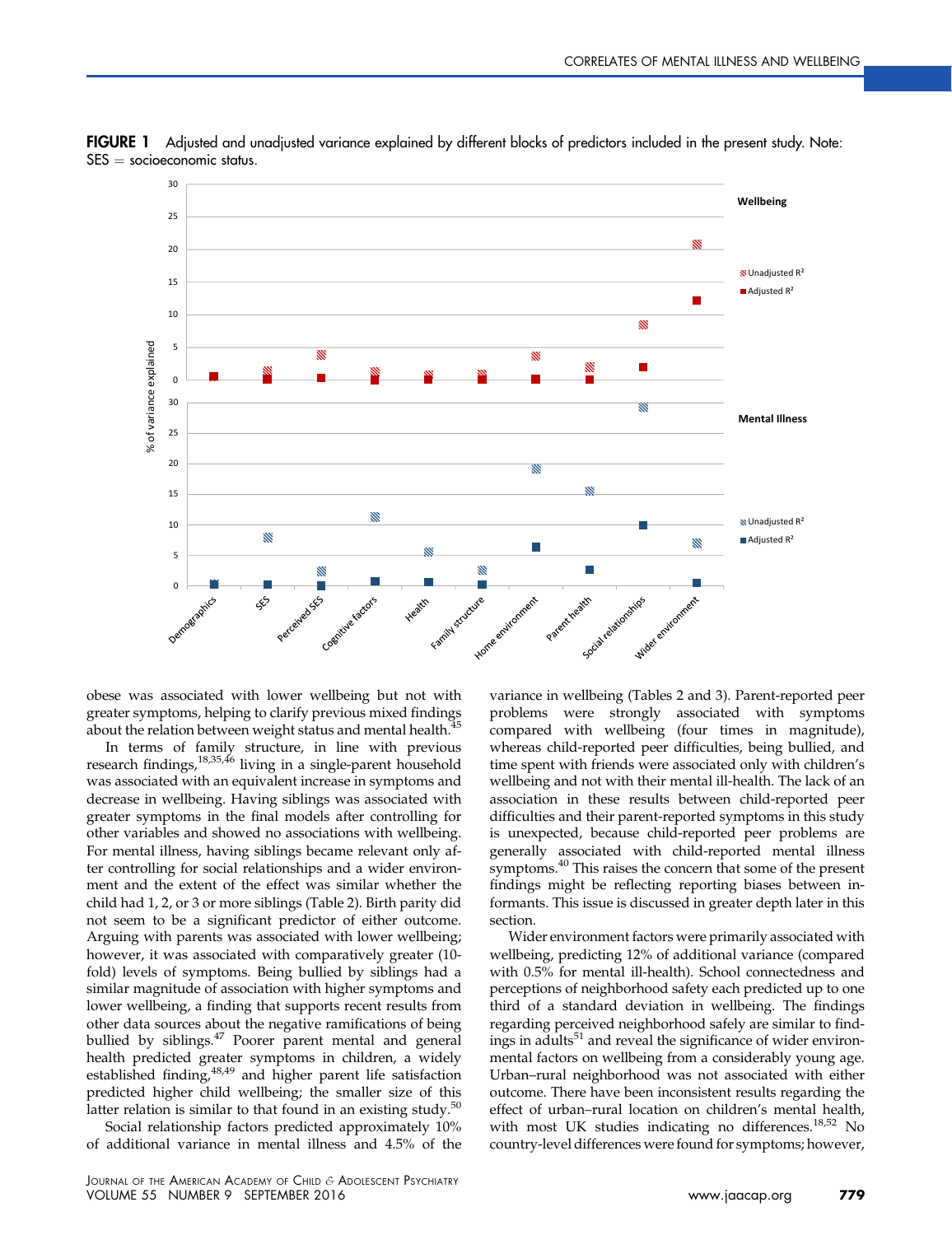**FIGURE 1** Adjusted and unadjusted variance explained by different blocks of predictors included in the present study. Note: SES = socioeconomic status.

obese was associated with lower wellbeing but not with greater symptoms, helping to clarify previous mixed findings about the relation between weight status and mental health.[45]

In terms of family structure, in line with previous research findings,[18,35,46] living in a single-parent household was associated with an equivalent increase in symptoms and decrease in wellbeing. Having siblings was associated with greater symptoms in the final models after controlling for other variables and showed no associations with wellbeing. For mental illness, having siblings became relevant only after controlling for social relationships and a wider environment and the extent of the effect was similar whether the child had 1, 2, or 3 or more siblings (Table 2). Birth parity did not seem to be a significant predictor of either outcome. Arguing with parents was associated with lower wellbeing; however, it was associated with comparatively greater (10-fold) levels of symptoms. Being bullied by siblings had a similar magnitude of association with higher symptoms and lower wellbeing, a finding that supports recent results from other data sources about the negative ramifications of being bullied by siblings.[47] Poorer parent mental and general health predicted greater symptoms in children, a widely established finding,[48,49] and higher parent life satisfaction predicted higher child wellbeing; the smaller size of this latter relation is similar to that found in an existing study.[50]

Social relationship factors predicted approximately 10% of additional variance in mental illness and 4.5% of the variance in wellbeing (Tables 2 and 3). Parent-reported peer problems were strongly associated with symptoms compared with wellbeing (four times in magnitude), whereas child-reported peer difficulties, being bullied, and time spent with friends were associated only with children's wellbeing and not with their mental ill-health. The lack of an association in these results between child-reported peer difficulties and their parent-reported symptoms in this study is unexpected, because child-reported peer problems are generally associated with child-reported mental illness symptoms.[40] This raises the concern that some of the present findings might be reflecting reporting biases between informants. This issue is discussed in greater depth later in this section.

Wider environment factors were primarily associated with wellbeing, predicting 12% of additional variance (compared with 0.5% for mental ill-health). School connectedness and perceptions of neighborhood safety each predicted up to one third of a standard deviation in wellbeing. The findings regarding perceived neighborhood safely are similar to findings in adults[51] and reveal the significance of wider environmental factors on wellbeing from a considerably young age. Urban–rural neighborhood was not associated with either outcome. There have been inconsistent results regarding the effect of urban–rural location on children's mental health, with most UK studies indicating no differences.[18,52] No country-level differences were found for symptoms; however,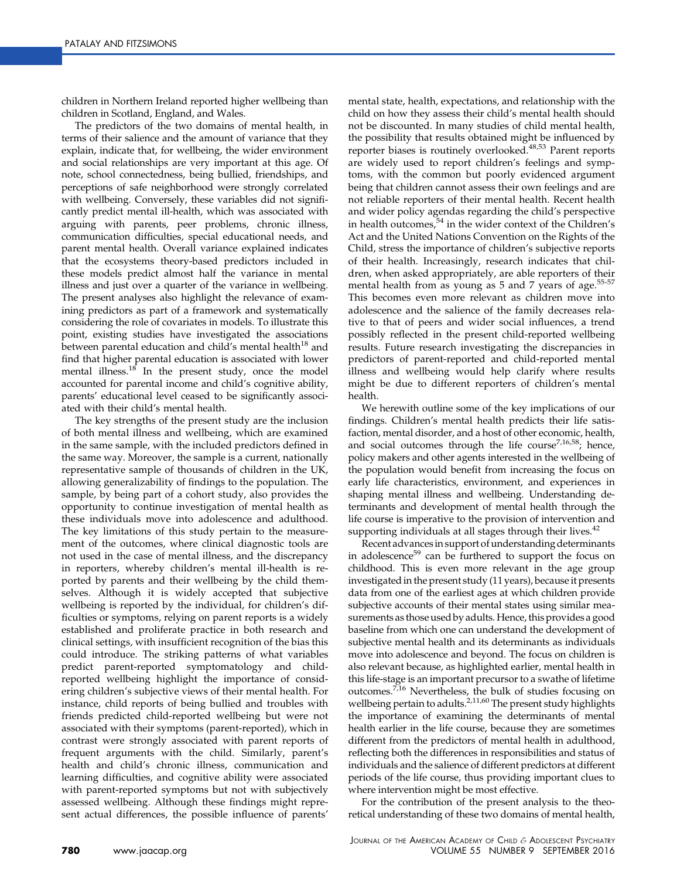children in Northern Ireland reported higher wellbeing than children in Scotland, England, and Wales.

The predictors of the two domains of mental health, in terms of their salience and the amount of variance that they explain, indicate that, for wellbeing, the wider environment and social relationships are very important at this age. Of note, school connectedness, being bullied, friendships, and perceptions of safe neighborhood were strongly correlated with wellbeing. Conversely, these variables did not significantly predict mental ill-health, which was associated with arguing with parents, peer problems, chronic illness, communication difficulties, special educational needs, and parent mental health. Overall variance explained indicates that the ecosystems theory-based predictors included in these models predict almost half the variance in mental illness and just over a quarter of the variance in wellbeing. The present analyses also highlight the relevance of examining predictors as part of a framework and systematically considering the role of covariates in models. To illustrate this point, existing studies have investigated the associations between parental education and child's mental health[18] and find that higher parental education is associated with lower mental illness.[18] In the present study, once the model accounted for parental income and child's cognitive ability, parents' educational level ceased to be significantly associated with their child's mental health.

The key strengths of the present study are the inclusion of both mental illness and wellbeing, which are examined in the same sample, with the included predictors defined in the same way. Moreover, the sample is a current, nationally representative sample of thousands of children in the UK, allowing generalizability of findings to the population. The sample, by being part of a cohort study, also provides the opportunity to continue investigation of mental health as these individuals move into adolescence and adulthood. The key limitations of this study pertain to the measurement of the outcomes, where clinical diagnostic tools are not used in the case of mental illness, and the discrepancy in reporters, whereby children's mental ill-health is reported by parents and their wellbeing by the child themselves. Although it is widely accepted that subjective wellbeing is reported by the individual, for children's difficulties or symptoms, relying on parent reports is a widely established and proliferate practice in both research and clinical settings, with insufficient recognition of the bias this could introduce. The striking patterns of what variables predict parent-reported symptomatology and child-reported wellbeing highlight the importance of considering children's subjective views of their mental health. For instance, child reports of being bullied and troubles with friends predicted child-reported wellbeing but were not associated with their symptoms (parent-reported), which in contrast were strongly associated with parent reports of frequent arguments with the child. Similarly, parent's health and child's chronic illness, communication and learning difficulties, and cognitive ability were associated with parent-reported symptoms but not with subjectively assessed wellbeing. Although these findings might represent actual differences, the possible influence of parents' mental state, health, expectations, and relationship with the child on how they assess their child's mental health should not be discounted. In many studies of child mental health, the possibility that results obtained might be influenced by reporter biases is routinely overlooked.[48,53] Parent reports are widely used to report children's feelings and symptoms, with the common but poorly evidenced argument being that children cannot assess their own feelings and are not reliable reporters of their mental health. Recent health and wider policy agendas regarding the child's perspective in health outcomes,[54] in the wider context of the Children's Act and the United Nations Convention on the Rights of the Child, stress the importance of children's subjective reports of their health. Increasingly, research indicates that children, when asked appropriately, are able reporters of their mental health from as young as 5 and 7 years of age.[55-57] This becomes even more relevant as children move into adolescence and the salience of the family decreases relative to that of peers and wider social influences, a trend possibly reflected in the present child-reported wellbeing results. Future research investigating the discrepancies in predictors of parent-reported and child-reported mental illness and wellbeing would help clarify where results might be due to different reporters of children's mental health.

We herewith outline some of the key implications of our findings. Children's mental health predicts their life satisfaction, mental disorder, and a host of other economic, health, and social outcomes through the life course[7,16,58]; hence, policy makers and other agents interested in the wellbeing of the population would benefit from increasing the focus on early life characteristics, environment, and experiences in shaping mental illness and wellbeing. Understanding determinants and development of mental health through the life course is imperative to the provision of intervention and supporting individuals at all stages through their lives.[42]

Recent advances in support of understanding determinants in adolescence[59] can be furthered to support the focus on childhood. This is even more relevant in the age group investigated in the present study (11 years), because it presents data from one of the earliest ages at which children provide subjective accounts of their mental states using similar measurements as those used by adults. Hence, this provides a good baseline from which one can understand the development of subjective mental health and its determinants as individuals move into adolescence and beyond. The focus on children is also relevant because, as highlighted earlier, mental health in this life-stage is an important precursor to a swathe of lifetime outcomes.[7,16] Nevertheless, the bulk of studies focusing on wellbeing pertain to adults.[2,11,60] The present study highlights the importance of examining the determinants of mental health earlier in the life course, because they are sometimes different from the predictors of mental health in adulthood, reflecting both the differences in responsibilities and status of individuals and the salience of different predictors at different periods of the life course, thus providing important clues to where intervention might be most effective.

For the contribution of the present analysis to the theoretical understanding of these two domains of mental health,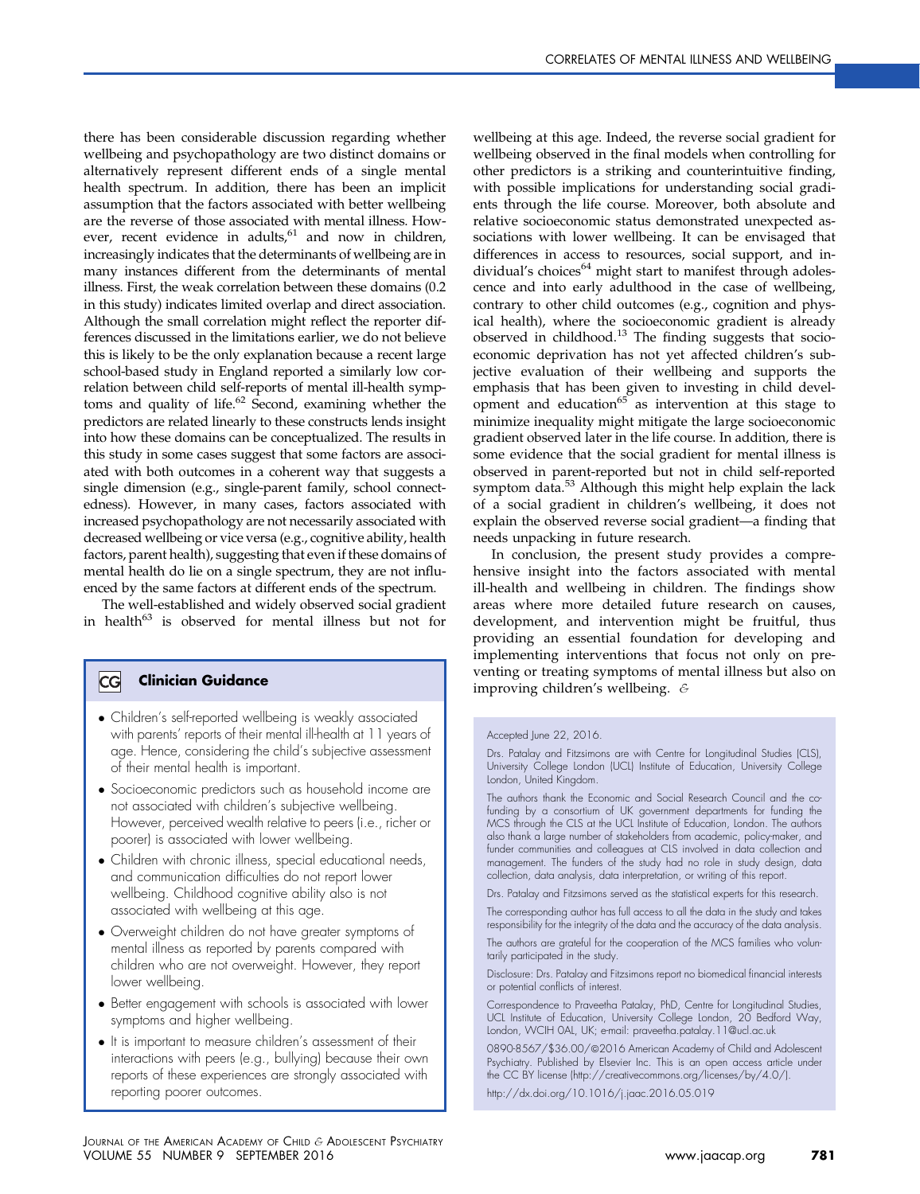there has been considerable discussion regarding whether wellbeing and psychopathology are two distinct domains or alternatively represent different ends of a single mental health spectrum. In addition, there has been an implicit assumption that the factors associated with better wellbeing are the reverse of those associated with mental illness. However, recent evidence in adults,[61] and now in children, increasingly indicates that the determinants of wellbeing are in many instances different from the determinants of mental illness. First, the weak correlation between these domains (0.2 in this study) indicates limited overlap and direct association. Although the small correlation might reflect the reporter differences discussed in the limitations earlier, we do not believe this is likely to be the only explanation because a recent large school-based study in England reported a similarly low correlation between child self-reports of mental ill-health symptoms and quality of life.[62] Second, examining whether the predictors are related linearly to these constructs lends insight into how these domains can be conceptualized. The results in this study in some cases suggest that some factors are associated with both outcomes in a coherent way that suggests a single dimension (e.g., single-parent family, school connectedness). However, in many cases, factors associated with increased psychopathology are not necessarily associated with decreased wellbeing or vice versa (e.g., cognitive ability, health factors, parent health), suggesting that even if these domains of mental health do lie on a single spectrum, they are not influenced by the same factors at different ends of the spectrum.

The well-established and widely observed social gradient in health[63] is observed for mental illness but not for wellbeing at this age. Indeed, the reverse social gradient for wellbeing observed in the final models when controlling for other predictors is a striking and counterintuitive finding, with possible implications for understanding social gradients through the life course. Moreover, both absolute and relative socioeconomic status demonstrated unexpected associations with lower wellbeing. It can be envisaged that differences in access to resources, social support, and individual's choices[64] might start to manifest through adolescence and into early adulthood in the case of wellbeing, contrary to other child outcomes (e.g., cognition and physical health), where the socioeconomic gradient is already observed in childhood.[13] The finding suggests that socioeconomic deprivation has not yet affected children's subjective evaluation of their wellbeing and supports the emphasis that has been given to investing in child development and education[65] as intervention at this stage to minimize inequality might mitigate the large socioeconomic gradient observed later in the life course. In addition, there is some evidence that the social gradient for mental illness is observed in parent-reported but not in child self-reported symptom data.[53] Although this might help explain the lack of a social gradient in children's wellbeing, it does not explain the observed reverse social gradient—a finding that needs unpacking in future research.

In conclusion, the present study provides a comprehensive insight into the factors associated with mental ill-health and wellbeing in children. The findings show areas where more detailed future research on causes, development, and intervention might be fruitful, thus providing an essential foundation for developing and implementing interventions that focus not only on preventing or treating symptoms of mental illness but also on improving children's wellbeing. &

### CG Clinician Guidance

- Children's self-reported wellbeing is weakly associated with parents' reports of their mental ill-health at 11 years of age. Hence, considering the child's subjective assessment of their mental health is important.
- Socioeconomic predictors such as household income are not associated with children's subjective wellbeing. However, perceived wealth relative to peers (i.e., richer or poorer) is associated with lower wellbeing.
- Children with chronic illness, special educational needs, and communication difficulties do not report lower wellbeing. Childhood cognitive ability also is not associated with wellbeing at this age.
- Overweight children do not have greater symptoms of mental illness as reported by parents compared with children who are not overweight. However, they report lower wellbeing.
- Better engagement with schools is associated with lower symptoms and higher wellbeing.
- It is important to measure children's assessment of their interactions with peers (e.g., bullying) because their own reports of these experiences are strongly associated with reporting poorer outcomes.

Accepted June 22, 2016.

Drs. Patalay and Fitzsimons are with Centre for Longitudinal Studies (CLS), University College London (UCL) Institute of Education, University College London, United Kingdom.

The authors thank the Economic and Social Research Council and the co-funding by a consortium of UK government departments for funding the MCS through the CLS at the UCL Institute of Education, London. The authors also thank a large number of stakeholders from academic, policy-maker, and funder communities and colleagues at CLS involved in data collection and management. The funders of the study had no role in study design, data collection, data analysis, data interpretation, or writing of this report.

Drs. Patalay and Fitzsimons served as the statistical experts for this research.

The corresponding author has full access to all the data in the study and takes responsibility for the integrity of the data and the accuracy of the data analysis.

The authors are grateful for the cooperation of the MCS families who voluntarily participated in the study.

Disclosure: Drs. Patalay and Fitzsimons report no biomedical financial interests or potential conflicts of interest.

Correspondence to Praveetha Patalay, PhD, Centre for Longitudinal Studies, UCL Institute of Education, University College London, 20 Bedford Way, London, WC1H 0AL, UK; e-mail: praveetha.patalay.11@ucl.ac.uk

0890-8567/$36.00/©2016 American Academy of Child and Adolescent Psychiatry. Published by Elsevier Inc. This is an open access article under the CC BY license (http://creativecommons.org/licenses/by/4.0/).

http://dx.doi.org/10.1016/j.jaac.2016.05.019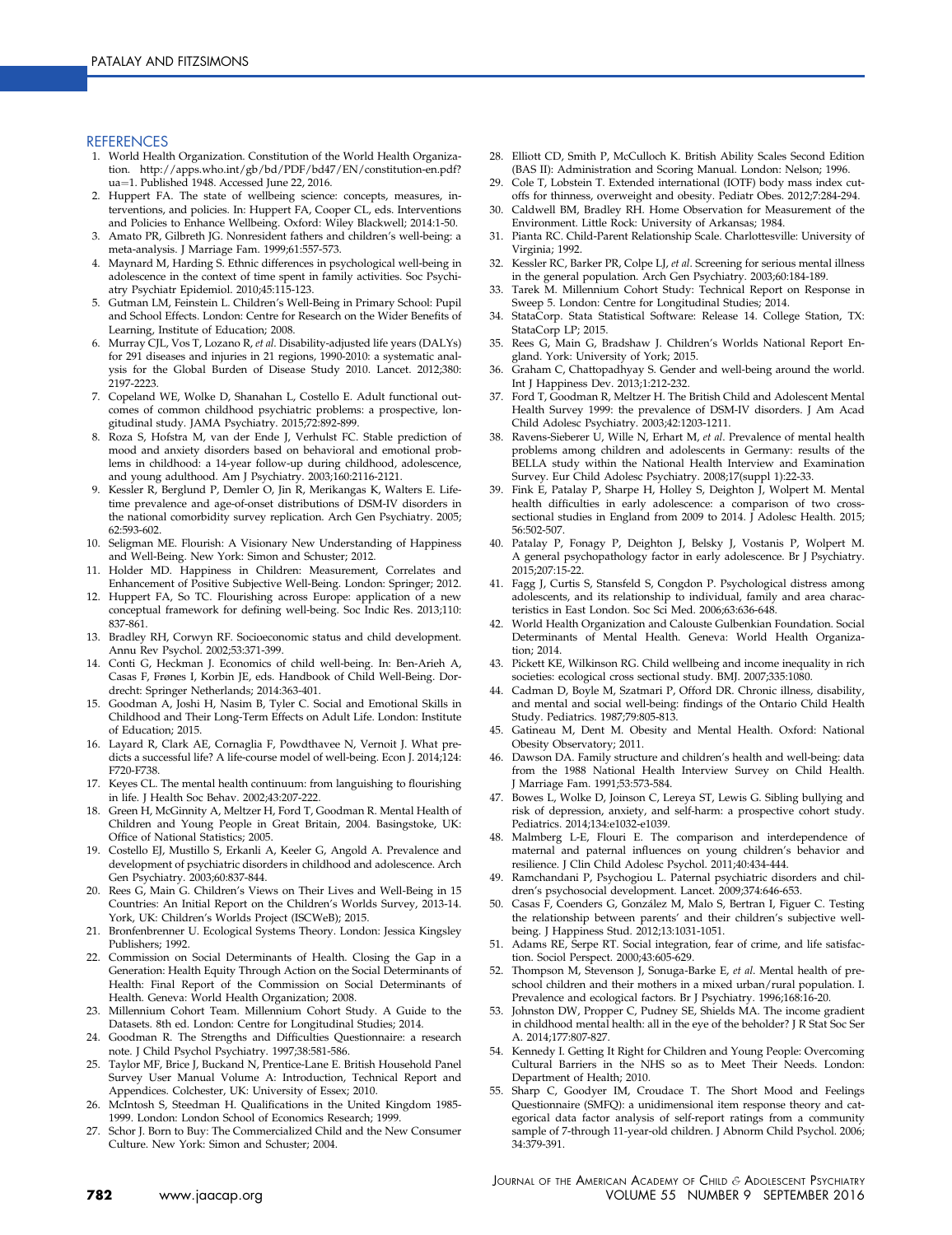## REFERENCES

1. World Health Organization. Constitution of the World Health Organization. http://apps.who.int/gb/bd/PDF/bd47/EN/constitution-en.pdf?ua=1. Published 1948. Accessed June 22, 2016.
2. Huppert FA. The state of wellbeing science: concepts, measures, interventions, and policies. In: Huppert FA, Cooper CL, eds. Interventions and Policies to Enhance Wellbeing. Oxford: Wiley Blackwell; 2014:1-50.
3. Amato PR, Gilbreth JG. Nonresident fathers and children's well-being: a meta-analysis. J Marriage Fam. 1999;61:557-573.
4. Maynard M, Harding S. Ethnic differences in psychological well-being in adolescence in the context of time spent in family activities. Soc Psychiatry Psychiatr Epidemiol. 2010;45:115-123.
5. Gutman LM, Feinstein L. Children's Well-Being in Primary School: Pupil and School Effects. London: Centre for Research on the Wider Benefits of Learning, Institute of Education; 2008.
6. Murray CJL, Vos T, Lozano R, *et al*. Disability-adjusted life years (DALYs) for 291 diseases and injuries in 21 regions, 1990-2010: a systematic analysis for the Global Burden of Disease Study 2010. Lancet. 2012;380:2197-2223.
7. Copeland WE, Wolke D, Shanahan L, Costello E. Adult functional outcomes of common childhood psychiatric problems: a prospective, longitudinal study. JAMA Psychiatry. 2015;72:892-899.
8. Roza S, Hofstra M, van der Ende J, Verhulst FC. Stable prediction of mood and anxiety disorders based on behavioral and emotional problems in childhood: a 14-year follow-up during childhood, adolescence, and young adulthood. Am J Psychiatry. 2003;160:2116-2121.
9. Kessler R, Berglund P, Demler O, Jin R, Merikangas K, Walters E. Lifetime prevalence and age-of-onset distributions of DSM-IV disorders in the national comorbidity survey replication. Arch Gen Psychiatry. 2005;62:593-602.
10. Seligman ME. Flourish: A Visionary New Understanding of Happiness and Well-Being. New York: Simon and Schuster; 2012.
11. Holder MD. Happiness in Children: Measurement, Correlates and Enhancement of Positive Subjective Well-Being. London: Springer; 2012.
12. Huppert FA, So TC. Flourishing across Europe: application of a new conceptual framework for defining well-being. Soc Indic Res. 2013;110:837-861.
13. Bradley RH, Corwyn RF. Socioeconomic status and child development. Annu Rev Psychol. 2002;53:371-399.
14. Conti G, Heckman J. Economics of child well-being. In: Ben-Arieh A, Casas F, Frønes I, Korbin JE, eds. Handbook of Child Well-Being. Dordrecht: Springer Netherlands; 2014:363-401.
15. Goodman A, Joshi H, Nasim B, Tyler C. Social and Emotional Skills in Childhood and Their Long-Term Effects on Adult Life. London: Institute of Education; 2015.
16. Layard R, Clark AE, Cornaglia F, Powdthavee N, Vernoit J. What predicts a successful life? A life-course model of well-being. Econ J. 2014;124:F720-F738.
17. Keyes CL. The mental health continuum: from languishing to flourishing in life. J Health Soc Behav. 2002;43:207-222.
18. Green H, McGinnity A, Meltzer H, Ford T, Goodman R. Mental Health of Children and Young People in Great Britain, 2004. Basingstoke, UK: Office of National Statistics; 2005.
19. Costello EJ, Mustillo S, Erkanli A, Keeler G, Angold A. Prevalence and development of psychiatric disorders in childhood and adolescence. Arch Gen Psychiatry. 2003;60:837-844.
20. Rees G, Main G. Children's Views on Their Lives and Well-Being in 15 Countries: An Initial Report on the Children's Worlds Survey, 2013-14. York, UK: Children's Worlds Project (ISCWeB); 2015.
21. Bronfenbrenner U. Ecological Systems Theory. London: Jessica Kingsley Publishers; 1992.
22. Commission on Social Determinants of Health. Closing the Gap in a Generation: Health Equity Through Action on the Social Determinants of Health: Final Report of the Commission on Social Determinants of Health. Geneva: World Health Organization; 2008.
23. Millennium Cohort Team. Millennium Cohort Study. A Guide to the Datasets. 8th ed. London: Centre for Longitudinal Studies; 2014.
24. Goodman R. The Strengths and Difficulties Questionnaire: a research note. J Child Psychol Psychiatry. 1997;38:581-586.
25. Taylor MF, Brice J, Buckand N, Prentice-Lane E. British Household Panel Survey User Manual Volume A: Introduction, Technical Report and Appendices. Colchester, UK: University of Essex; 2010.
26. McIntosh S, Steedman H. Qualifications in the United Kingdom 1985-1999. London: London School of Economics Research; 1999.
27. Schor J. Born to Buy: The Commercialized Child and the New Consumer Culture. New York: Simon and Schuster; 2004.
28. Elliott CD, Smith P, McCulloch K. British Ability Scales Second Edition (BAS II): Administration and Scoring Manual. London: Nelson; 1996.
29. Cole T, Lobstein T. Extended international (IOTF) body mass index cut-offs for thinness, overweight and obesity. Pediatr Obes. 2012;7:284-294.
30. Caldwell BM, Bradley RH. Home Observation for Measurement of the Environment. Little Rock: University of Arkansas; 1984.
31. Pianta RC. Child-Parent Relationship Scale. Charlottesville: University of Virginia; 1992.
32. Kessler RC, Barker PR, Colpe LJ, *et al*. Screening for serious mental illness in the general population. Arch Gen Psychiatry. 2003;60:184-189.
33. Tarek M. Millennium Cohort Study: Technical Report on Response in Sweep 5. London: Centre for Longitudinal Studies; 2014.
34. StataCorp. Stata Statistical Software: Release 14. College Station, TX: StataCorp LP; 2015.
35. Rees G, Main G, Bradshaw J. Children's Worlds National Report England. York: University of York; 2015.
36. Graham C, Chattopadhyay S. Gender and well-being around the world. Int J Happiness Dev. 2013;1:212-232.
37. Ford T, Goodman R, Meltzer H. The British Child and Adolescent Mental Health Survey 1999: the prevalence of DSM-IV disorders. J Am Acad Child Adolesc Psychiatry. 2003;42:1203-1211.
38. Ravens-Sieberer U, Wille N, Erhart M, *et al*. Prevalence of mental health problems among children and adolescents in Germany: results of the BELLA study within the National Health Interview and Examination Survey. Eur Child Adolesc Psychiatry. 2008;17(suppl 1):22-33.
39. Fink E, Patalay P, Sharpe H, Holley S, Deighton J, Wolpert M. Mental health difficulties in early adolescence: a comparison of two cross-sectional studies in England from 2009 to 2014. J Adolesc Health. 2015;56:502-507.
40. Patalay P, Fonagy P, Deighton J, Belsky J, Vostanis P, Wolpert M. A general psychopathology factor in early adolescence. Br J Psychiatry. 2015;207:15-22.
41. Fagg J, Curtis S, Stansfeld S, Congdon P. Psychological distress among adolescents, and its relationship to individual, family and area characteristics in East London. Soc Sci Med. 2006;63:636-648.
42. World Health Organization and Calouste Gulbenkian Foundation. Social Determinants of Mental Health. Geneva: World Health Organization; 2014.
43. Pickett KE, Wilkinson RG. Child wellbeing and income inequality in rich societies: ecological cross sectional study. BMJ. 2007;335:1080.
44. Cadman D, Boyle M, Szatmari P, Offord DR. Chronic illness, disability, and mental and social well-being: findings of the Ontario Child Health Study. Pediatrics. 1987;79:805-813.
45. Gatineau M, Dent M. Obesity and Mental Health. Oxford: National Obesity Observatory; 2011.
46. Dawson DA. Family structure and children's health and well-being: data from the 1988 National Health Interview Survey on Child Health. J Marriage Fam. 1991;53:573-584.
47. Bowes L, Wolke D, Joinson C, Lereya ST, Lewis G. Sibling bullying and risk of depression, anxiety, and self-harm: a prospective cohort study. Pediatrics. 2014;134:e1032-e1039.
48. Malmberg L-E, Flouri E. The comparison and interdependence of maternal and paternal influences on young children's behavior and resilience. J Clin Child Adolesc Psychol. 2011;40:434-444.
49. Ramchandani P, Psychogiou L. Paternal psychiatric disorders and children's psychosocial development. Lancet. 2009;374:646-653.
50. Casas F, Coenders G, González M, Malo S, Bertran I, Figuer C. Testing the relationship between parents' and their children's subjective well-being. J Happiness Stud. 2012;13:1031-1051.
51. Adams RE, Serpe RT. Social integration, fear of crime, and life satisfaction. Sociol Perspect. 2000;43:605-629.
52. Thompson M, Stevenson J, Sonuga-Barke E, *et al*. Mental health of preschool children and their mothers in a mixed urban/rural population. I. Prevalence and ecological factors. Br J Psychiatry. 1996;168:16-20.
53. Johnston DW, Propper C, Pudney SE, Shields MA. The income gradient in childhood mental health: all in the eye of the beholder? J R Stat Soc Ser A. 2014;177:807-827.
54. Kennedy I. Getting It Right for Children and Young People: Overcoming Cultural Barriers in the NHS so as to Meet Their Needs. London: Department of Health; 2010.
55. Sharp C, Goodyer IM, Croudace T. The Short Mood and Feelings Questionnaire (SMFQ): a unidimensional item response theory and categorical data factor analysis of self-report ratings from a community sample of 7-through 11-year-old children. J Abnorm Child Psychol. 2006;34:379-391.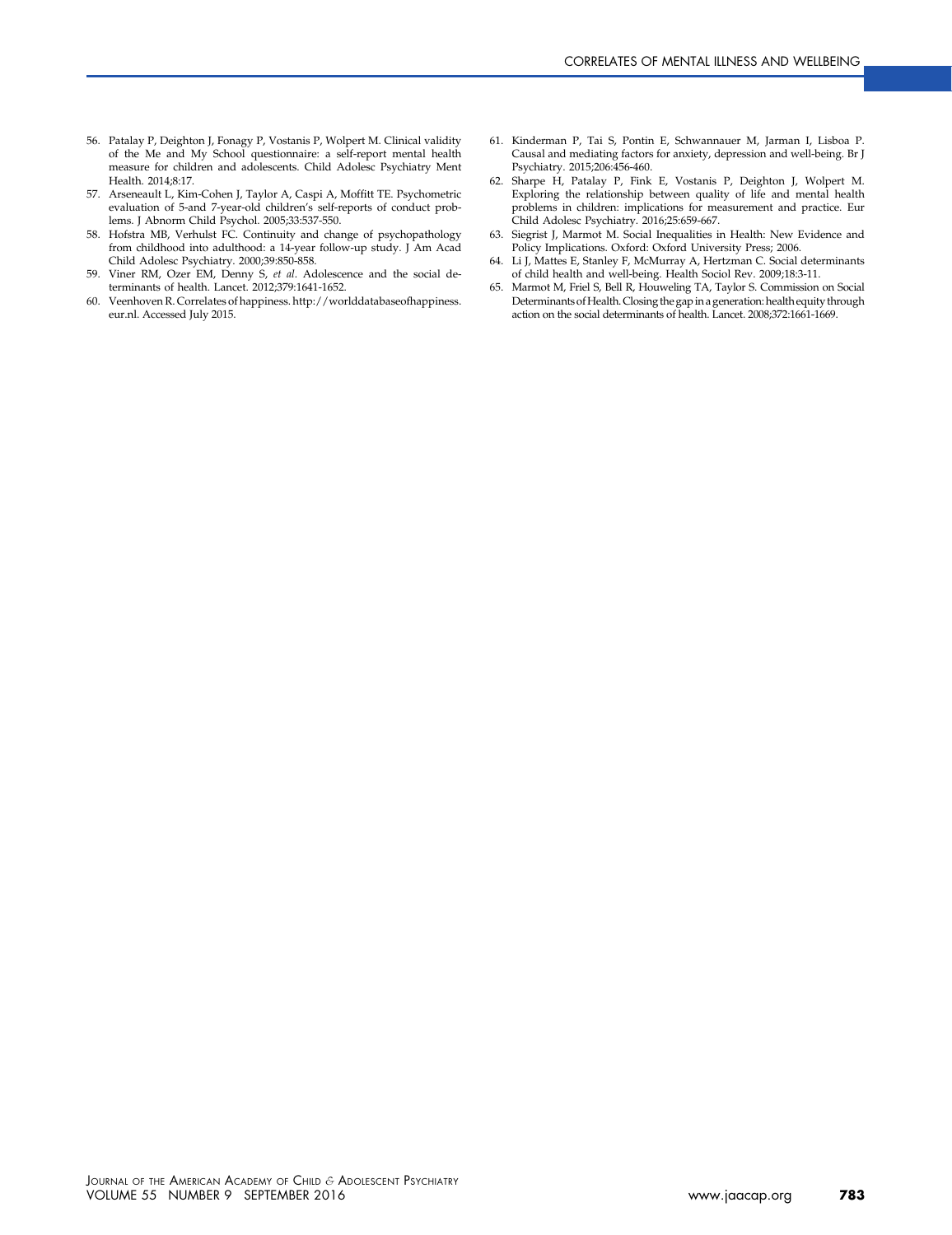56. Patalay P, Deighton J, Fonagy P, Vostanis P, Wolpert M. Clinical validity of the Me and My School questionnaire: a self-report mental health measure for children and adolescents. Child Adolesc Psychiatry Ment Health. 2014;8:17.
57. Arseneault L, Kim-Cohen J, Taylor A, Caspi A, Moffitt TE. Psychometric evaluation of 5-and 7-year-old children's self-reports of conduct problems. J Abnorm Child Psychol. 2005;33:537-550.
58. Hofstra MB, Verhulst FC. Continuity and change of psychopathology from childhood into adulthood: a 14-year follow-up study. J Am Acad Child Adolesc Psychiatry. 2000;39:850-858.
59. Viner RM, Ozer EM, Denny S, *et al*. Adolescence and the social determinants of health. Lancet. 2012;379:1641-1652.
60. Veenhoven R. Correlates of happiness. http://worlddatabaseofhappiness.eur.nl. Accessed July 2015.
61. Kinderman P, Tai S, Pontin E, Schwannauer M, Jarman I, Lisboa P. Causal and mediating factors for anxiety, depression and well-being. Br J Psychiatry. 2015;206:456-460.
62. Sharpe H, Patalay P, Fink E, Vostanis P, Deighton J, Wolpert M. Exploring the relationship between quality of life and mental health problems in children: implications for measurement and practice. Eur Child Adolesc Psychiatry. 2016;25:659-667.
63. Siegrist J, Marmot M. Social Inequalities in Health: New Evidence and Policy Implications. Oxford: Oxford University Press; 2006.
64. Li J, Mattes E, Stanley F, McMurray A, Hertzman C. Social determinants of child health and well-being. Health Sociol Rev. 2009;18:3-11.
65. Marmot M, Friel S, Bell R, Houweling TA, Taylor S. Commission on Social Determinants of Health. Closing the gap in a generation: health equity through action on the social determinants of health. Lancet. 2008;372:1661-1669.